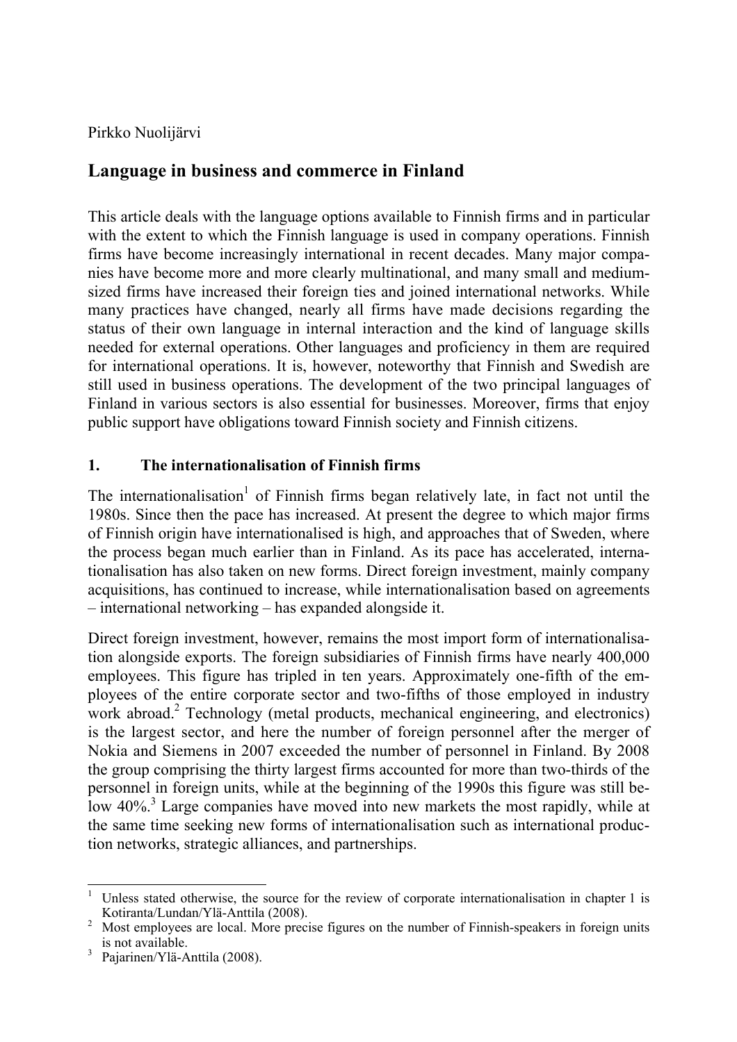Pirkko Nuolijärvi

# Language in business and commerce in Finland

This article deals with the language options available to Finnish firms and in particular with the extent to which the Finnish language is used in company operations. Finnish firms have become increasingly international in recent decades. Many major companies have become more and more clearly multinational, and many small and medium-sized firms have increased their foreign ties and joined international networks. While many practices have changed, nearly all firms have made decisions regarding the status of their own language in internal interaction and the kind of language skills needed for external operations. Other languages and proficiency in them are required for international operations. It is, however, noteworthy that Finnish and Swedish are still used in business operations. The development of the two principal languages of Finland in various sectors is also essential for businesses. Moreover, firms that enjoy public support have obligations toward Finnish society and Finnish citizens.

## 1. The internationalisation of Finnish firms

The internationalisation[1] of Finnish firms began relatively late, in fact not until the 1980s. Since then the pace has increased. At present the degree to which major firms of Finnish origin have internationalised is high, and approaches that of Sweden, where the process began much earlier than in Finland. As its pace has accelerated, internationalisation has also taken on new forms. Direct foreign investment, mainly company acquisitions, has continued to increase, while internationalisation based on agreements – international networking – has expanded alongside it.

Direct foreign investment, however, remains the most import form of internationalisation alongside exports. The foreign subsidiaries of Finnish firms have nearly 400,000 employees. This figure has tripled in ten years. Approximately one-fifth of the employees of the entire corporate sector and two-fifths of those employed in industry work abroad.[2] Technology (metal products, mechanical engineering, and electronics) is the largest sector, and here the number of foreign personnel after the merger of Nokia and Siemens in 2007 exceeded the number of personnel in Finland. By 2008 the group comprising the thirty largest firms accounted for more than two-thirds of the personnel in foreign units, while at the beginning of the 1990s this figure was still below 40%.[3] Large companies have moved into new markets the most rapidly, while at the same time seeking new forms of internationalisation such as international production networks, strategic alliances, and partnerships.

---

[1] Unless stated otherwise, the source for the review of corporate internationalisation in chapter 1 is Kotiranta/Lundan/Ylä-Anttila (2008).

[2] Most employees are local. More precise figures on the number of Finnish-speakers in foreign units is not available.

[3] Pajarinen/Ylä-Anttila (2008).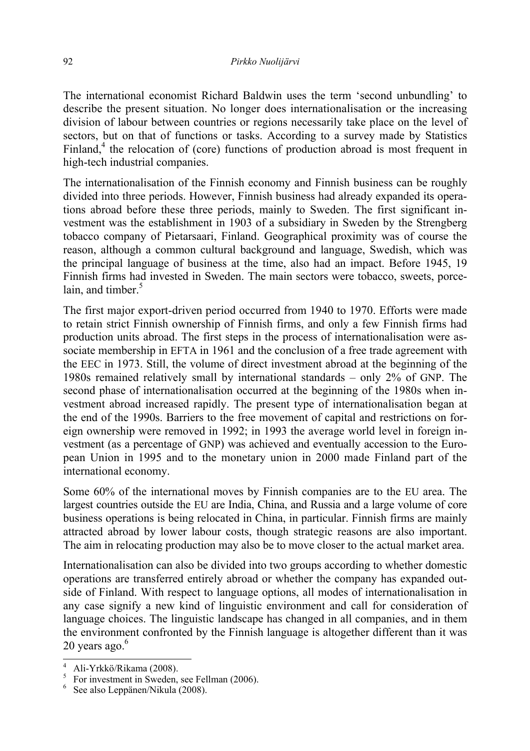The international economist Richard Baldwin uses the term 'second unbundling' to describe the present situation. No longer does internationalisation or the increasing division of labour between countries or regions necessarily take place on the level of sectors, but on that of functions or tasks. According to a survey made by Statistics Finland,[4] the relocation of (core) functions of production abroad is most frequent in high-tech industrial companies.

The internationalisation of the Finnish economy and Finnish business can be roughly divided into three periods. However, Finnish business had already expanded its operations abroad before these three periods, mainly to Sweden. The first significant investment was the establishment in 1903 of a subsidiary in Sweden by the Strengberg tobacco company of Pietarsaari, Finland. Geographical proximity was of course the reason, although a common cultural background and language, Swedish, which was the principal language of business at the time, also had an impact. Before 1945, 19 Finnish firms had invested in Sweden. The main sectors were tobacco, sweets, porcelain, and timber.[5]

The first major export-driven period occurred from 1940 to 1970. Efforts were made to retain strict Finnish ownership of Finnish firms, and only a few Finnish firms had production units abroad. The first steps in the process of internationalisation were associate membership in EFTA in 1961 and the conclusion of a free trade agreement with the EEC in 1973. Still, the volume of direct investment abroad at the beginning of the 1980s remained relatively small by international standards – only 2% of GNP. The second phase of internationalisation occurred at the beginning of the 1980s when investment abroad increased rapidly. The present type of internationalisation began at the end of the 1990s. Barriers to the free movement of capital and restrictions on foreign ownership were removed in 1992; in 1993 the average world level in foreign investment (as a percentage of GNP) was achieved and eventually accession to the European Union in 1995 and to the monetary union in 2000 made Finland part of the international economy.

Some 60% of the international moves by Finnish companies are to the EU area. The largest countries outside the EU are India, China, and Russia and a large volume of core business operations is being relocated in China, in particular. Finnish firms are mainly attracted abroad by lower labour costs, though strategic reasons are also important. The aim in relocating production may also be to move closer to the actual market area.

Internationalisation can also be divided into two groups according to whether domestic operations are transferred entirely abroad or whether the company has expanded outside of Finland. With respect to language options, all modes of internationalisation in any case signify a new kind of linguistic environment and call for consideration of language choices. The linguistic landscape has changed in all companies, and in them the environment confronted by the Finnish language is altogether different than it was 20 years ago.[6]

---

[4] Ali-Yrkkö/Rikama (2008).

[5] For investment in Sweden, see Fellman (2006).

[6] See also Leppänen/Nikula (2008).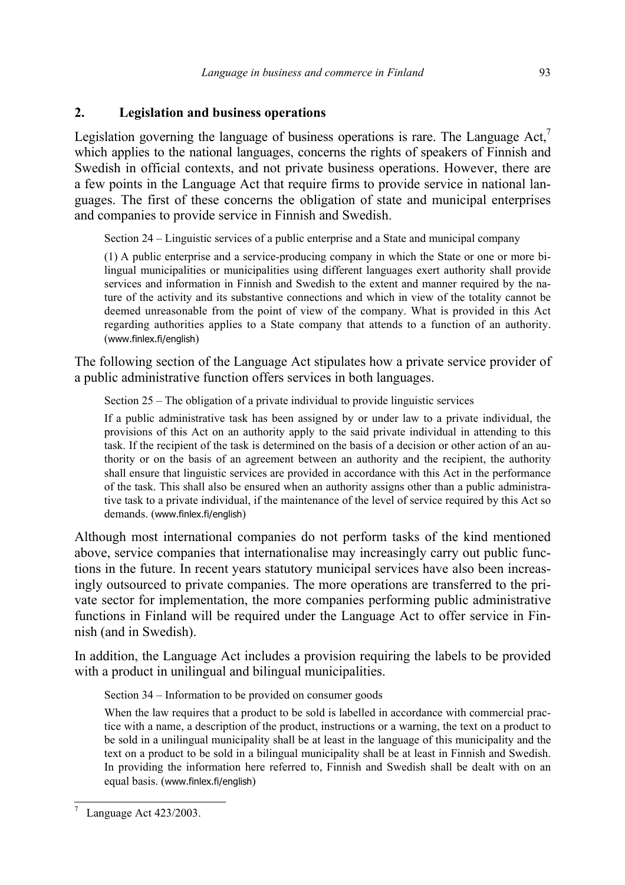## 2. Legislation and business operations

Legislation governing the language of business operations is rare. The Language Act,[7] which applies to the national languages, concerns the rights of speakers of Finnish and Swedish in official contexts, and not private business operations. However, there are a few points in the Language Act that require firms to provide service in national languages. The first of these concerns the obligation of state and municipal enterprises and companies to provide service in Finnish and Swedish.

> Section 24 – Linguistic services of a public enterprise and a State and municipal company
>
> (1) A public enterprise and a service-producing company in which the State or one or more bilingual municipalities or municipalities using different languages exert authority shall provide services and information in Finnish and Swedish to the extent and manner required by the nature of the activity and its substantive connections and which in view of the totality cannot be deemed unreasonable from the point of view of the company. What is provided in this Act regarding authorities applies to a State company that attends to a function of an authority. (www.finlex.fi/english)

The following section of the Language Act stipulates how a private service provider of a public administrative function offers services in both languages.

> Section 25 – The obligation of a private individual to provide linguistic services
>
> If a public administrative task has been assigned by or under law to a private individual, the provisions of this Act on an authority apply to the said private individual in attending to this task. If the recipient of the task is determined on the basis of a decision or other action of an authority or on the basis of an agreement between an authority and the recipient, the authority shall ensure that linguistic services are provided in accordance with this Act in the performance of the task. This shall also be ensured when an authority assigns other than a public administrative task to a private individual, if the maintenance of the level of service required by this Act so demands. (www.finlex.fi/english)

Although most international companies do not perform tasks of the kind mentioned above, service companies that internationalise may increasingly carry out public functions in the future. In recent years statutory municipal services have also been increasingly outsourced to private companies. The more operations are transferred to the private sector for implementation, the more companies performing public administrative functions in Finland will be required under the Language Act to offer service in Finnish (and in Swedish).

In addition, the Language Act includes a provision requiring the labels to be provided with a product in unilingual and bilingual municipalities.

> Section 34 – Information to be provided on consumer goods
>
> When the law requires that a product to be sold is labelled in accordance with commercial practice with a name, a description of the product, instructions or a warning, the text on a product to be sold in a unilingual municipality shall be at least in the language of this municipality and the text on a product to be sold in a bilingual municipality shall be at least in Finnish and Swedish. In providing the information here referred to, Finnish and Swedish shall be dealt with on an equal basis. (www.finlex.fi/english)

---

[7] Language Act 423/2003.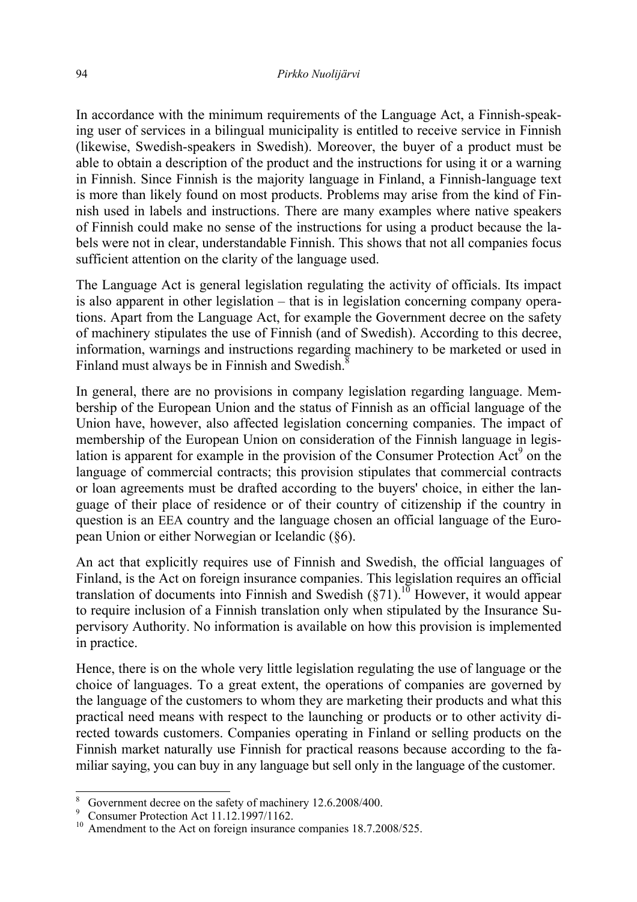In accordance with the minimum requirements of the Language Act, a Finnish-speaking user of services in a bilingual municipality is entitled to receive service in Finnish (likewise, Swedish-speakers in Swedish). Moreover, the buyer of a product must be able to obtain a description of the product and the instructions for using it or a warning in Finnish. Since Finnish is the majority language in Finland, a Finnish-language text is more than likely found on most products. Problems may arise from the kind of Finnish used in labels and instructions. There are many examples where native speakers of Finnish could make no sense of the instructions for using a product because the labels were not in clear, understandable Finnish. This shows that not all companies focus sufficient attention on the clarity of the language used.

The Language Act is general legislation regulating the activity of officials. Its impact is also apparent in other legislation – that is in legislation concerning company operations. Apart from the Language Act, for example the Government decree on the safety of machinery stipulates the use of Finnish (and of Swedish). According to this decree, information, warnings and instructions regarding machinery to be marketed or used in Finland must always be in Finnish and Swedish.[8]

In general, there are no provisions in company legislation regarding language. Membership of the European Union and the status of Finnish as an official language of the Union have, however, also affected legislation concerning companies. The impact of membership of the European Union on consideration of the Finnish language in legislation is apparent for example in the provision of the Consumer Protection Act[9] on the language of commercial contracts; this provision stipulates that commercial contracts or loan agreements must be drafted according to the buyers' choice, in either the language of their place of residence or of their country of citizenship if the country in question is an EEA country and the language chosen an official language of the European Union or either Norwegian or Icelandic (§6).

An act that explicitly requires use of Finnish and Swedish, the official languages of Finland, is the Act on foreign insurance companies. This legislation requires an official translation of documents into Finnish and Swedish (§71).[10] However, it would appear to require inclusion of a Finnish translation only when stipulated by the Insurance Supervisory Authority. No information is available on how this provision is implemented in practice.

Hence, there is on the whole very little legislation regulating the use of language or the choice of languages. To a great extent, the operations of companies are governed by the language of the customers to whom they are marketing their products and what this practical need means with respect to the launching or products or to other activity directed towards customers. Companies operating in Finland or selling products on the Finnish market naturally use Finnish for practical reasons because according to the familiar saying, you can buy in any language but sell only in the language of the customer.

---

[8] Government decree on the safety of machinery 12.6.2008/400.

[9] Consumer Protection Act 11.12.1997/1162.

[10] Amendment to the Act on foreign insurance companies 18.7.2008/525.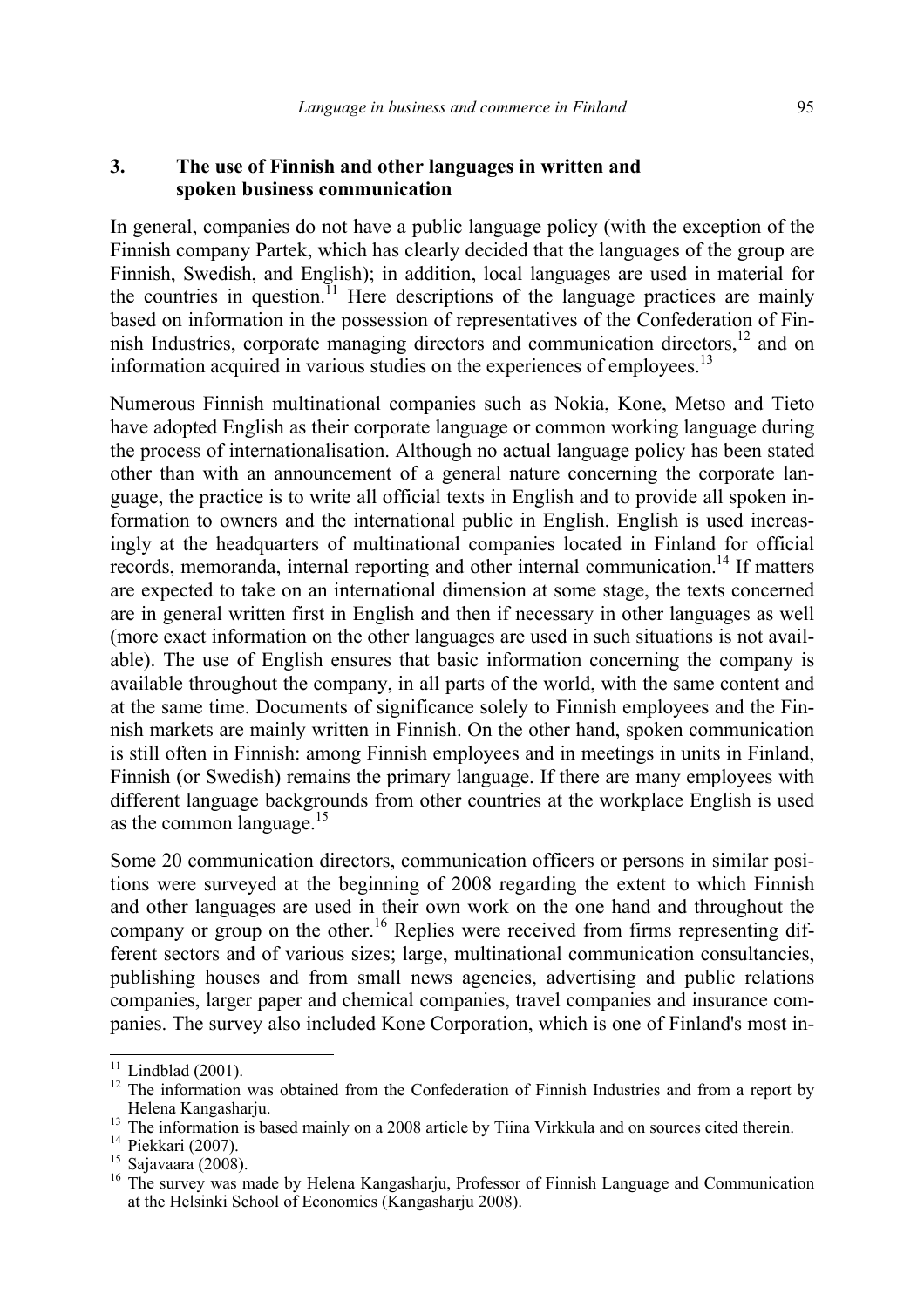## 3. The use of Finnish and other languages in written and spoken business communication

In general, companies do not have a public language policy (with the exception of the Finnish company Partek, which has clearly decided that the languages of the group are Finnish, Swedish, and English); in addition, local languages are used in material for the countries in question.[11] Here descriptions of the language practices are mainly based on information in the possession of representatives of the Confederation of Finnish Industries, corporate managing directors and communication directors,[12] and on information acquired in various studies on the experiences of employees.[13]

Numerous Finnish multinational companies such as Nokia, Kone, Metso and Tieto have adopted English as their corporate language or common working language during the process of internationalisation. Although no actual language policy has been stated other than with an announcement of a general nature concerning the corporate language, the practice is to write all official texts in English and to provide all spoken information to owners and the international public in English. English is used increasingly at the headquarters of multinational companies located in Finland for official records, memoranda, internal reporting and other internal communication.[14] If matters are expected to take on an international dimension at some stage, the texts concerned are in general written first in English and then if necessary in other languages as well (more exact information on the other languages are used in such situations is not available). The use of English ensures that basic information concerning the company is available throughout the company, in all parts of the world, with the same content and at the same time. Documents of significance solely to Finnish employees and the Finnish markets are mainly written in Finnish. On the other hand, spoken communication is still often in Finnish: among Finnish employees and in meetings in units in Finland, Finnish (or Swedish) remains the primary language. If there are many employees with different language backgrounds from other countries at the workplace English is used as the common language.[15]

Some 20 communication directors, communication officers or persons in similar positions were surveyed at the beginning of 2008 regarding the extent to which Finnish and other languages are used in their own work on the one hand and throughout the company or group on the other.[16] Replies were received from firms representing different sectors and of various sizes; large, multinational communication consultancies, publishing houses and from small news agencies, advertising and public relations companies, larger paper and chemical companies, travel companies and insurance companies. The survey also included Kone Corporation, which is one of Finland's most in-

---

[11] Lindblad (2001).

[12] The information was obtained from the Confederation of Finnish Industries and from a report by Helena Kangasharju.

[13] The information is based mainly on a 2008 article by Tiina Virkkula and on sources cited therein.

[14] Piekkari (2007).

[15] Sajavaara (2008).

[16] The survey was made by Helena Kangasharju, Professor of Finnish Language and Communication at the Helsinki School of Economics (Kangasharju 2008).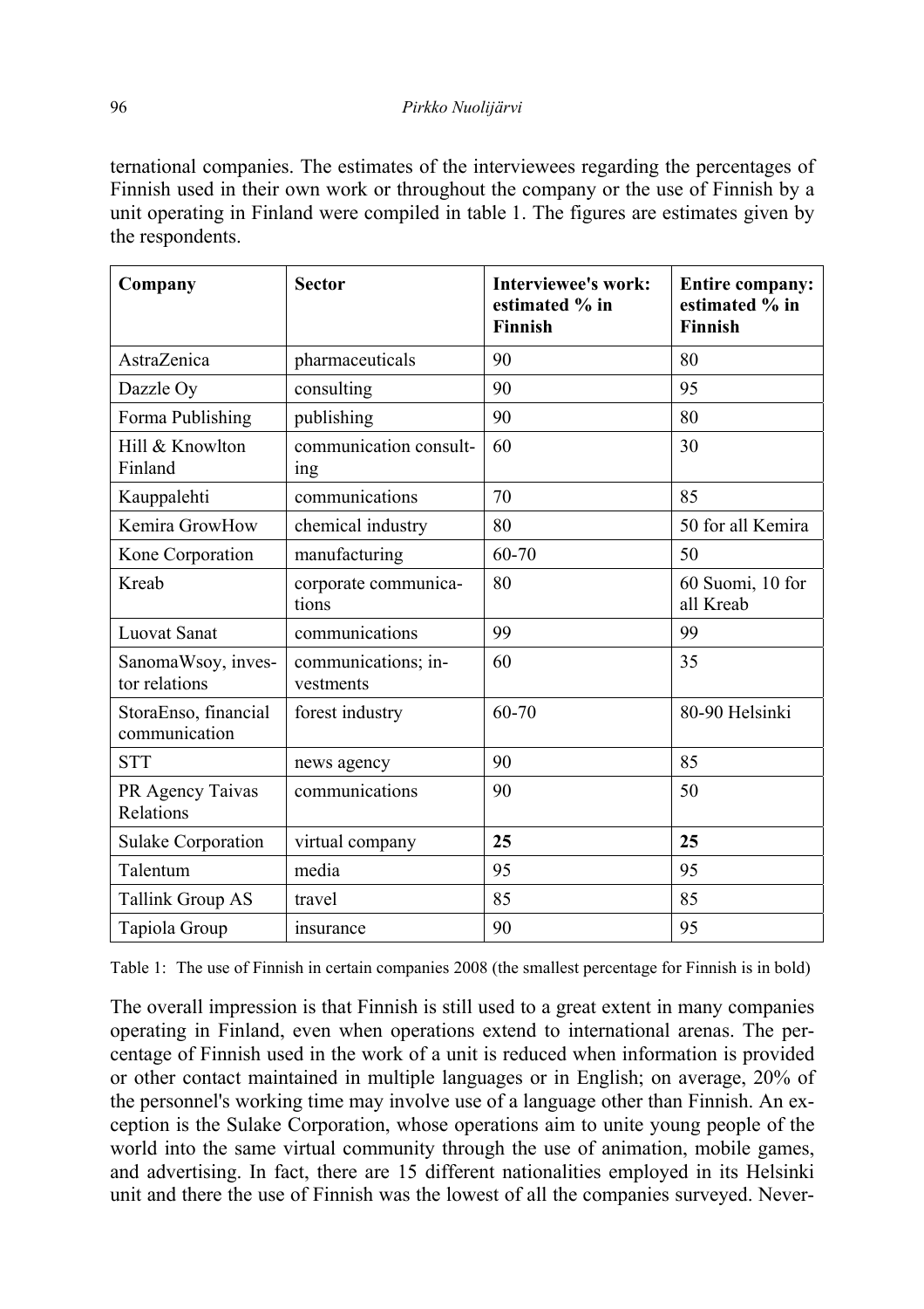ternational companies. The estimates of the interviewees regarding the percentages of Finnish used in their own work or throughout the company or the use of Finnish by a unit operating in Finland were compiled in table 1. The figures are estimates given by the respondents.

| Company | Sector | Interviewee's work: estimated % in Finnish | Entire company: estimated % in Finnish |
|---|---|---|---|
| AstraZenica | pharmaceuticals | 90 | 80 |
| Dazzle Oy | consulting | 90 | 95 |
| Forma Publishing | publishing | 90 | 80 |
| Hill & Knowlton Finland | communication consulting | 60 | 30 |
| Kauppalehti | communications | 70 | 85 |
| Kemira GrowHow | chemical industry | 80 | 50 for all Kemira |
| Kone Corporation | manufacturing | 60-70 | 50 |
| Kreab | corporate communications | 80 | 60 Suomi, 10 for all Kreab |
| Luovat Sanat | communications | 99 | 99 |
| SanomaWsoy, investor relations | communications; investments | 60 | 35 |
| StoraEnso, financial communication | forest industry | 60-70 | 80-90 Helsinki |
| STT | news agency | 90 | 85 |
| PR Agency Taivas Relations | communications | 90 | 50 |
| Sulake Corporation | virtual company | **25** | **25** |
| Talentum | media | 95 | 95 |
| Tallink Group AS | travel | 85 | 85 |
| Tapiola Group | insurance | 90 | 95 |

Table 1: The use of Finnish in certain companies 2008 (the smallest percentage for Finnish is in bold)

The overall impression is that Finnish is still used to a great extent in many companies operating in Finland, even when operations extend to international arenas. The percentage of Finnish used in the work of a unit is reduced when information is provided or other contact maintained in multiple languages or in English; on average, 20% of the personnel's working time may involve use of a language other than Finnish. An exception is the Sulake Corporation, whose operations aim to unite young people of the world into the same virtual community through the use of animation, mobile games, and advertising. In fact, there are 15 different nationalities employed in its Helsinki unit and there the use of Finnish was the lowest of all the companies surveyed. Never-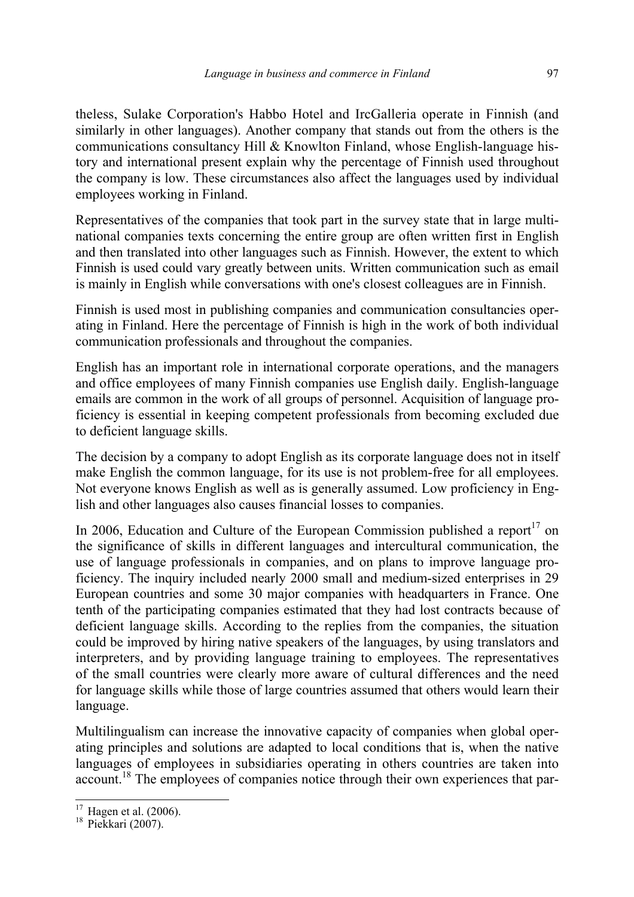theless, Sulake Corporation's Habbo Hotel and IrcGalleria operate in Finnish (and similarly in other languages). Another company that stands out from the others is the communications consultancy Hill & Knowlton Finland, whose English-language history and international present explain why the percentage of Finnish used throughout the company is low. These circumstances also affect the languages used by individual employees working in Finland.

Representatives of the companies that took part in the survey state that in large multinational companies texts concerning the entire group are often written first in English and then translated into other languages such as Finnish. However, the extent to which Finnish is used could vary greatly between units. Written communication such as email is mainly in English while conversations with one's closest colleagues are in Finnish.

Finnish is used most in publishing companies and communication consultancies operating in Finland. Here the percentage of Finnish is high in the work of both individual communication professionals and throughout the companies.

English has an important role in international corporate operations, and the managers and office employees of many Finnish companies use English daily. English-language emails are common in the work of all groups of personnel. Acquisition of language proficiency is essential in keeping competent professionals from becoming excluded due to deficient language skills.

The decision by a company to adopt English as its corporate language does not in itself make English the common language, for its use is not problem-free for all employees. Not everyone knows English as well as is generally assumed. Low proficiency in English and other languages also causes financial losses to companies.

In 2006, Education and Culture of the European Commission published a report[17] on the significance of skills in different languages and intercultural communication, the use of language professionals in companies, and on plans to improve language proficiency. The inquiry included nearly 2000 small and medium-sized enterprises in 29 European countries and some 30 major companies with headquarters in France. One tenth of the participating companies estimated that they had lost contracts because of deficient language skills. According to the replies from the companies, the situation could be improved by hiring native speakers of the languages, by using translators and interpreters, and by providing language training to employees. The representatives of the small countries were clearly more aware of cultural differences and the need for language skills while those of large countries assumed that others would learn their language.

Multilingualism can increase the innovative capacity of companies when global operating principles and solutions are adapted to local conditions that is, when the native languages of employees in subsidiaries operating in others countries are taken into account.[18] The employees of companies notice through their own experiences that par-

---

[17] Hagen et al. (2006).

[18] Piekkari (2007).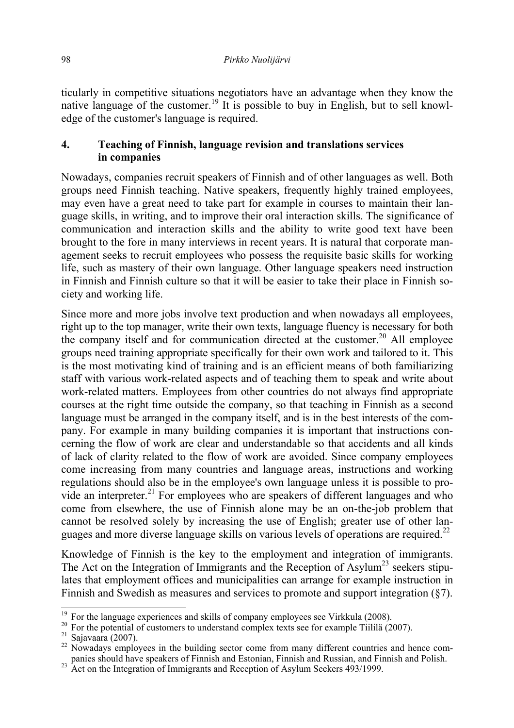ticularly in competitive situations negotiators have an advantage when they know the native language of the customer.[19] It is possible to buy in English, but to sell knowledge of the customer's language is required.

## 4. Teaching of Finnish, language revision and translations services in companies

Nowadays, companies recruit speakers of Finnish and of other languages as well. Both groups need Finnish teaching. Native speakers, frequently highly trained employees, may even have a great need to take part for example in courses to maintain their language skills, in writing, and to improve their oral interaction skills. The significance of communication and interaction skills and the ability to write good text have been brought to the fore in many interviews in recent years. It is natural that corporate management seeks to recruit employees who possess the requisite basic skills for working life, such as mastery of their own language. Other language speakers need instruction in Finnish and Finnish culture so that it will be easier to take their place in Finnish society and working life.

Since more and more jobs involve text production and when nowadays all employees, right up to the top manager, write their own texts, language fluency is necessary for both the company itself and for communication directed at the customer.[20] All employee groups need training appropriate specifically for their own work and tailored to it. This is the most motivating kind of training and is an efficient means of both familiarizing staff with various work-related aspects and of teaching them to speak and write about work-related matters. Employees from other countries do not always find appropriate courses at the right time outside the company, so that teaching in Finnish as a second language must be arranged in the company itself, and is in the best interests of the company. For example in many building companies it is important that instructions concerning the flow of work are clear and understandable so that accidents and all kinds of lack of clarity related to the flow of work are avoided. Since company employees come increasing from many countries and language areas, instructions and working regulations should also be in the employee's own language unless it is possible to provide an interpreter.[21] For employees who are speakers of different languages and who come from elsewhere, the use of Finnish alone may be an on-the-job problem that cannot be resolved solely by increasing the use of English; greater use of other languages and more diverse language skills on various levels of operations are required.[22]

Knowledge of Finnish is the key to the employment and integration of immigrants. The Act on the Integration of Immigrants and the Reception of Asylum[23] seekers stipulates that employment offices and municipalities can arrange for example instruction in Finnish and Swedish as measures and services to promote and support integration (§7).

---

[19] For the language experiences and skills of company employees see Virkkula (2008).

[20] For the potential of customers to understand complex texts see for example Tiililä (2007).

[21] Sajavaara (2007).

[22] Nowadays employees in the building sector come from many different countries and hence companies should have speakers of Finnish and Estonian, Finnish and Russian, and Finnish and Polish.

[23] Act on the Integration of Immigrants and Reception of Asylum Seekers 493/1999.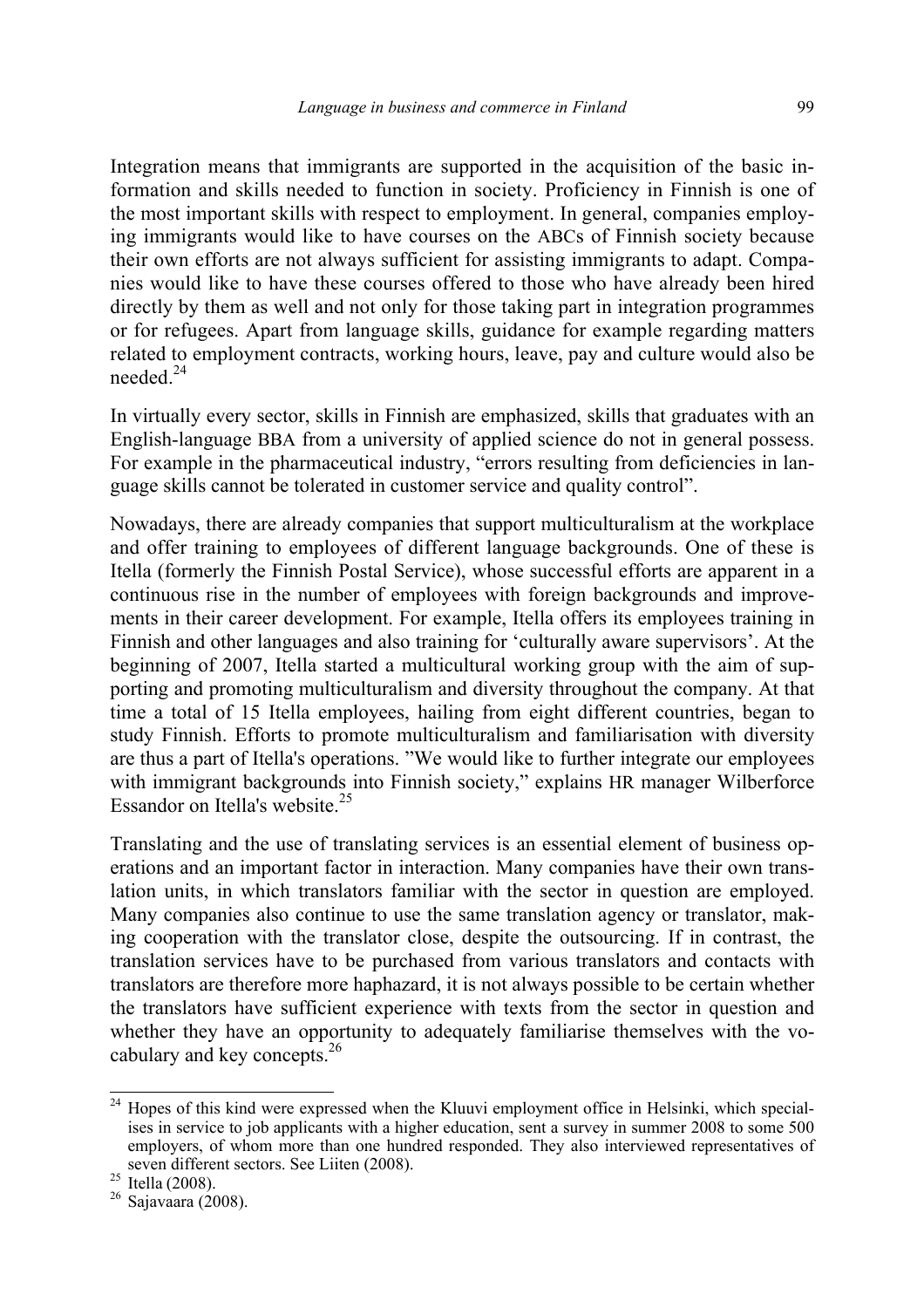Integration means that immigrants are supported in the acquisition of the basic information and skills needed to function in society. Proficiency in Finnish is one of the most important skills with respect to employment. In general, companies employing immigrants would like to have courses on the ABCs of Finnish society because their own efforts are not always sufficient for assisting immigrants to adapt. Companies would like to have these courses offered to those who have already been hired directly by them as well and not only for those taking part in integration programmes or for refugees. Apart from language skills, guidance for example regarding matters related to employment contracts, working hours, leave, pay and culture would also be needed.[24]

In virtually every sector, skills in Finnish are emphasized, skills that graduates with an English-language BBA from a university of applied science do not in general possess. For example in the pharmaceutical industry, "errors resulting from deficiencies in language skills cannot be tolerated in customer service and quality control".

Nowadays, there are already companies that support multiculturalism at the workplace and offer training to employees of different language backgrounds. One of these is Itella (formerly the Finnish Postal Service), whose successful efforts are apparent in a continuous rise in the number of employees with foreign backgrounds and improvements in their career development. For example, Itella offers its employees training in Finnish and other languages and also training for 'culturally aware supervisors'. At the beginning of 2007, Itella started a multicultural working group with the aim of supporting and promoting multiculturalism and diversity throughout the company. At that time a total of 15 Itella employees, hailing from eight different countries, began to study Finnish. Efforts to promote multiculturalism and familiarisation with diversity are thus a part of Itella's operations. "We would like to further integrate our employees with immigrant backgrounds into Finnish society," explains HR manager Wilberforce Essandor on Itella's website.[25]

Translating and the use of translating services is an essential element of business operations and an important factor in interaction. Many companies have their own translation units, in which translators familiar with the sector in question are employed. Many companies also continue to use the same translation agency or translator, making cooperation with the translator close, despite the outsourcing. If in contrast, the translation services have to be purchased from various translators and contacts with translators are therefore more haphazard, it is not always possible to be certain whether the translators have sufficient experience with texts from the sector in question and whether they have an opportunity to adequately familiarise themselves with the vocabulary and key concepts.[26]

---

[24] Hopes of this kind were expressed when the Kluuvi employment office in Helsinki, which specialises in service to job applicants with a higher education, sent a survey in summer 2008 to some 500 employers, of whom more than one hundred responded. They also interviewed representatives of seven different sectors. See Liiten (2008).

[25] Itella (2008).

[26] Sajavaara (2008).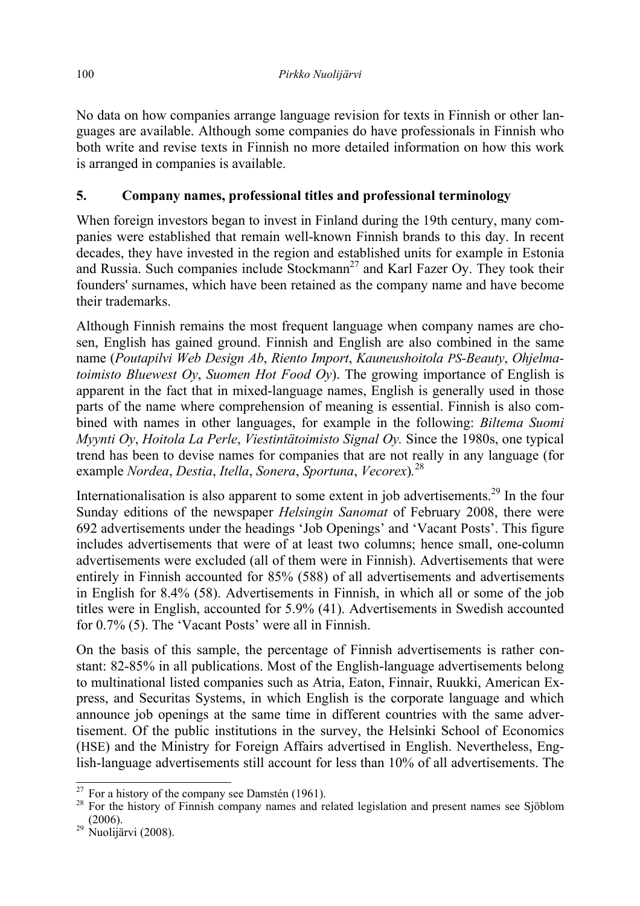No data on how companies arrange language revision for texts in Finnish or other languages are available. Although some companies do have professionals in Finnish who both write and revise texts in Finnish no more detailed information on how this work is arranged in companies is available.

## 5. Company names, professional titles and professional terminology

When foreign investors began to invest in Finland during the 19th century, many companies were established that remain well-known Finnish brands to this day. In recent decades, they have invested in the region and established units for example in Estonia and Russia. Such companies include Stockmann[27] and Karl Fazer Oy. They took their founders' surnames, which have been retained as the company name and have become their trademarks.

Although Finnish remains the most frequent language when company names are chosen, English has gained ground. Finnish and English are also combined in the same name (*Poutapilvi Web Design Ab*, *Riento Import*, *Kauneushoitola PS-Beauty*, *Ohjelmatoimisto Bluewest Oy*, *Suomen Hot Food Oy*). The growing importance of English is apparent in the fact that in mixed-language names, English is generally used in those parts of the name where comprehension of meaning is essential. Finnish is also combined with names in other languages, for example in the following: *Biltema Suomi Myynti Oy*, *Hoitola La Perle*, *Viestintätoimisto Signal Oy.* Since the 1980s, one typical trend has been to devise names for companies that are not really in any language (for example *Nordea*, *Destia*, *Itella*, *Sonera*, *Sportuna*, *Vecorex*).[28]

Internationalisation is also apparent to some extent in job advertisements.[29] In the four Sunday editions of the newspaper *Helsingin Sanomat* of February 2008, there were 692 advertisements under the headings 'Job Openings' and 'Vacant Posts'. This figure includes advertisements that were of at least two columns; hence small, one-column advertisements were excluded (all of them were in Finnish). Advertisements that were entirely in Finnish accounted for 85% (588) of all advertisements and advertisements in English for 8.4% (58). Advertisements in Finnish, in which all or some of the job titles were in English, accounted for 5.9% (41). Advertisements in Swedish accounted for 0.7% (5). The 'Vacant Posts' were all in Finnish.

On the basis of this sample, the percentage of Finnish advertisements is rather constant: 82-85% in all publications. Most of the English-language advertisements belong to multinational listed companies such as Atria, Eaton, Finnair, Ruukki, American Express, and Securitas Systems, in which English is the corporate language and which announce job openings at the same time in different countries with the same advertisement. Of the public institutions in the survey, the Helsinki School of Economics (HSE) and the Ministry for Foreign Affairs advertised in English. Nevertheless, English-language advertisements still account for less than 10% of all advertisements. The

---

[27] For a history of the company see Damstén (1961).

[28] For the history of Finnish company names and related legislation and present names see Sjöblom (2006).

[29] Nuolijärvi (2008).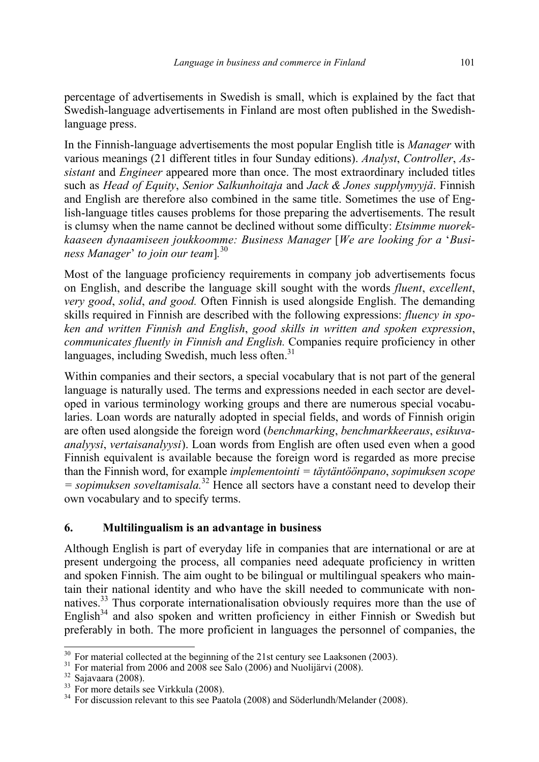percentage of advertisements in Swedish is small, which is explained by the fact that Swedish-language advertisements in Finland are most often published in the Swedish-language press.

In the Finnish-language advertisements the most popular English title is *Manager* with various meanings (21 different titles in four Sunday editions). *Analyst*, *Controller*, *Assistant* and *Engineer* appeared more than once. The most extraordinary included titles such as *Head of Equity*, *Senior Salkunhoitaja* and *Jack & Jones supplymyyjä*. Finnish and English are therefore also combined in the same title. Sometimes the use of English-language titles causes problems for those preparing the advertisements. The result is clumsy when the name cannot be declined without some difficulty: *Etsimme nuorekkaaseen dynaamiseen joukkoomme: Business Manager* [*We are looking for a* '*Business Manager*' *to join our team*].[30]

Most of the language proficiency requirements in company job advertisements focus on English, and describe the language skill sought with the words *fluent*, *excellent*, *very good*, *solid*, *and good.* Often Finnish is used alongside English. The demanding skills required in Finnish are described with the following expressions: *fluency in spoken and written Finnish and English*, *good skills in written and spoken expression*, *communicates fluently in Finnish and English.* Companies require proficiency in other languages, including Swedish, much less often.[31]

Within companies and their sectors, a special vocabulary that is not part of the general language is naturally used. The terms and expressions needed in each sector are developed in various terminology working groups and there are numerous special vocabularies. Loan words are naturally adopted in special fields, and words of Finnish origin are often used alongside the foreign word (*benchmarking*, *benchmarkkeeraus*, *esikuva-analyysi*, *vertaisanalyysi*). Loan words from English are often used even when a good Finnish equivalent is available because the foreign word is regarded as more precise than the Finnish word, for example *implementointi* = *täytäntöönpano*, *sopimuksen scope = sopimuksen soveltamisala.*[32] Hence all sectors have a constant need to develop their own vocabulary and to specify terms.

## 6. Multilingualism is an advantage in business

Although English is part of everyday life in companies that are international or are at present undergoing the process, all companies need adequate proficiency in written and spoken Finnish. The aim ought to be bilingual or multilingual speakers who maintain their national identity and who have the skill needed to communicate with non-natives.[33] Thus corporate internationalisation obviously requires more than the use of English[34] and also spoken and written proficiency in either Finnish or Swedish but preferably in both. The more proficient in languages the personnel of companies, the

---

[30] For material collected at the beginning of the 21st century see Laaksonen (2003).
[31] For material from 2006 and 2008 see Salo (2006) and Nuolijärvi (2008).
[32] Sajavaara (2008).
[33] For more details see Virkkula (2008).
[34] For discussion relevant to this see Paatola (2008) and Söderlundh/Melander (2008).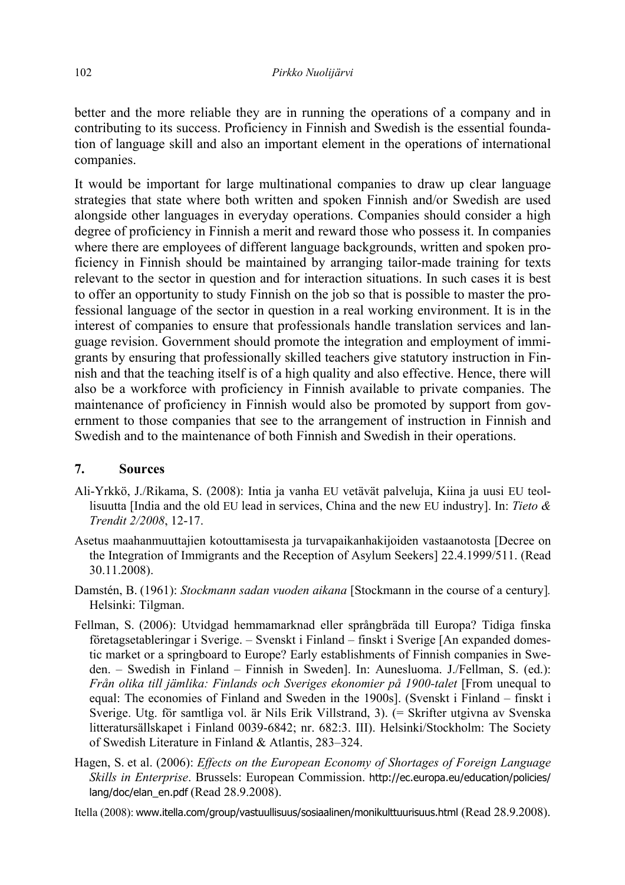better and the more reliable they are in running the operations of a company and in contributing to its success. Proficiency in Finnish and Swedish is the essential foundation of language skill and also an important element in the operations of international companies.

It would be important for large multinational companies to draw up clear language strategies that state where both written and spoken Finnish and/or Swedish are used alongside other languages in everyday operations. Companies should consider a high degree of proficiency in Finnish a merit and reward those who possess it. In companies where there are employees of different language backgrounds, written and spoken proficiency in Finnish should be maintained by arranging tailor-made training for texts relevant to the sector in question and for interaction situations. In such cases it is best to offer an opportunity to study Finnish on the job so that is possible to master the professional language of the sector in question in a real working environment. It is in the interest of companies to ensure that professionals handle translation services and language revision. Government should promote the integration and employment of immigrants by ensuring that professionally skilled teachers give statutory instruction in Finnish and that the teaching itself is of a high quality and also effective. Hence, there will also be a workforce with proficiency in Finnish available to private companies. The maintenance of proficiency in Finnish would also be promoted by support from government to those companies that see to the arrangement of instruction in Finnish and Swedish and to the maintenance of both Finnish and Swedish in their operations.

## 7. Sources

Ali-Yrkkö, J./Rikama, S. (2008): Intia ja vanha EU vetävät palveluja, Kiina ja uusi EU teollisuutta [India and the old EU lead in services, China and the new EU industry]. In: *Tieto & Trendit 2/2008*, 12-17.

Asetus maahanmuuttajien kotouttamisesta ja turvapaikanhakijoiden vastaanotosta [Decree on the Integration of Immigrants and the Reception of Asylum Seekers] 22.4.1999/511. (Read 30.11.2008).

Damstén, B. (1961): *Stockmann sadan vuoden aikana* [Stockmann in the course of a century]. Helsinki: Tilgman.

Fellman, S. (2006): Utvidgad hemmamarknad eller språngbräda till Europa? Tidiga finska företagsetableringar i Sverige. – Svenskt i Finland – finskt i Sverige [An expanded domestic market or a springboard to Europe? Early establishments of Finnish companies in Sweden. – Swedish in Finland – Finnish in Sweden]. In: Aunesluoma. J./Fellman, S. (ed.): *Från olika till jämlika: Finlands och Sveriges ekonomier på 1900-talet* [From unequal to equal: The economies of Finland and Sweden in the 1900s]. (Svenskt i Finland – finskt i Sverige. Utg. för samtliga vol. är Nils Erik Villstrand, 3). (= Skrifter utgivna av Svenska litteratursällskapet i Finland 0039-6842; nr. 682:3. III). Helsinki/Stockholm: The Society of Swedish Literature in Finland & Atlantis, 283–324.

Hagen, S. et al. (2006): *Effects on the European Economy of Shortages of Foreign Language Skills in Enterprise*. Brussels: European Commission. http://ec.europa.eu/education/policies/lang/doc/elan_en.pdf (Read 28.9.2008).

Itella (2008): www.itella.com/group/vastuullisuus/sosiaalinen/monikulttuurisuus.html (Read 28.9.2008).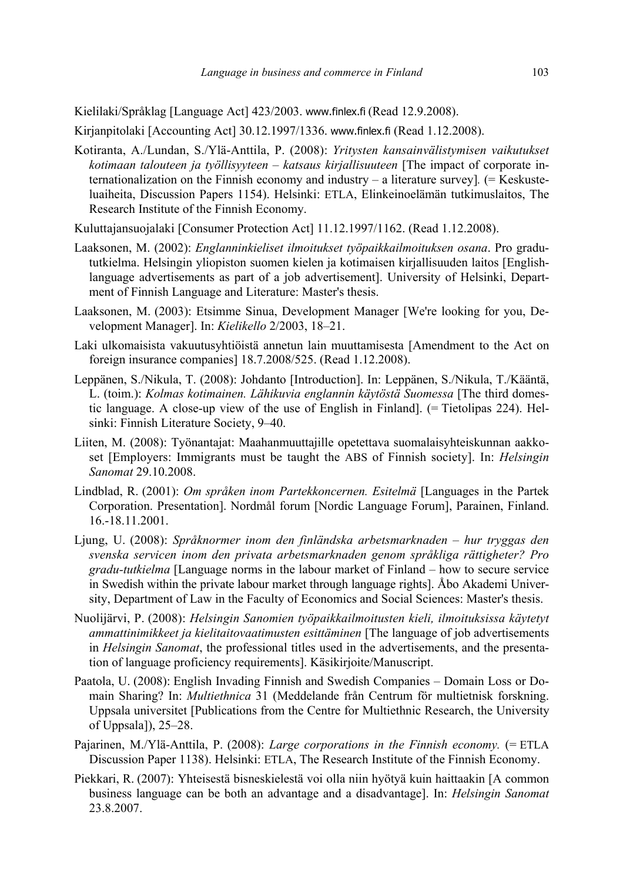Kielilaki/Språklag [Language Act] 423/2003. www.finlex.fi (Read 12.9.2008).

Kirjanpitolaki [Accounting Act] 30.12.1997/1336. www.finlex.fi (Read 1.12.2008).

Kotiranta, A./Lundan, S./Ylä-Anttila, P. (2008): *Yritysten kansainvälistymisen vaikutukset kotimaan talouteen ja työllisyyteen – katsaus kirjallisuuteen* [The impact of corporate internationalization on the Finnish economy and industry – a literature survey]. (= Keskusteluaiheita, Discussion Papers 1154). Helsinki: ETLA, Elinkeinoelämän tutkimuslaitos, The Research Institute of the Finnish Economy.

Kuluttajansuojalaki [Consumer Protection Act] 11.12.1997/1162. (Read 1.12.2008).

Laaksonen, M. (2002): *Englanninkieliset ilmoitukset työpaikkailmoituksen osana*. Pro gradu-tutkielma. Helsingin yliopiston suomen kielen ja kotimaisen kirjallisuuden laitos [English-language advertisements as part of a job advertisement]. University of Helsinki, Department of Finnish Language and Literature: Master's thesis.

Laaksonen, M. (2003): Etsimme Sinua, Development Manager [We're looking for you, Development Manager]. In: *Kielikello* 2/2003, 18–21.

Laki ulkomaisista vakuutusyhtiöistä annetun lain muuttamisesta [Amendment to the Act on foreign insurance companies] 18.7.2008/525. (Read 1.12.2008).

Leppänen, S./Nikula, T. (2008): Johdanto [Introduction]. In: Leppänen, S./Nikula, T./Kääntä, L. (toim.): *Kolmas kotimainen. Lähikuvia englannin käytöstä Suomessa* [The third domestic language. A close-up view of the use of English in Finland]. (= Tietolipas 224). Helsinki: Finnish Literature Society, 9–40.

Liiten, M. (2008): Työnantajat: Maahanmuuttajille opetettava suomalaisyhteiskunnan aakkoset [Employers: Immigrants must be taught the ABS of Finnish society]. In: *Helsingin Sanomat* 29.10.2008.

Lindblad, R. (2001): *Om språken inom Partekkoncernen. Esitelmä* [Languages in the Partek Corporation. Presentation]. Nordmål forum [Nordic Language Forum], Parainen, Finland. 16.-18.11.2001.

Ljung, U. (2008): *Språknormer inom den finländska arbetsmarknaden – hur tryggas den svenska servicen inom den privata arbetsmarknaden genom språkliga rättigheter? Pro gradu-tutkielma* [Language norms in the labour market of Finland – how to secure service in Swedish within the private labour market through language rights]. Åbo Akademi University, Department of Law in the Faculty of Economics and Social Sciences: Master's thesis.

Nuolijärvi, P. (2008): *Helsingin Sanomien työpaikkailmoitusten kieli, ilmoituksissa käytetyt ammattinimikkeet ja kielitaitovaatimusten esittäminen* [The language of job advertisements in *Helsingin Sanomat*, the professional titles used in the advertisements, and the presentation of language proficiency requirements]. Käsikirjoite/Manuscript.

Paatola, U. (2008): English Invading Finnish and Swedish Companies – Domain Loss or Domain Sharing? In: *Multiethnica* 31 (Meddelande från Centrum för multietnisk forskning. Uppsala universitet [Publications from the Centre for Multiethnic Research, the University of Uppsala]), 25–28.

Pajarinen, M./Ylä-Anttila, P. (2008): *Large corporations in the Finnish economy.* (= ETLA Discussion Paper 1138). Helsinki: ETLA, The Research Institute of the Finnish Economy.

Piekkari, R. (2007): Yhteisestä bisneskielestä voi olla niin hyötyä kuin haittaakin [A common business language can be both an advantage and a disadvantage]. In: *Helsingin Sanomat* 23.8.2007.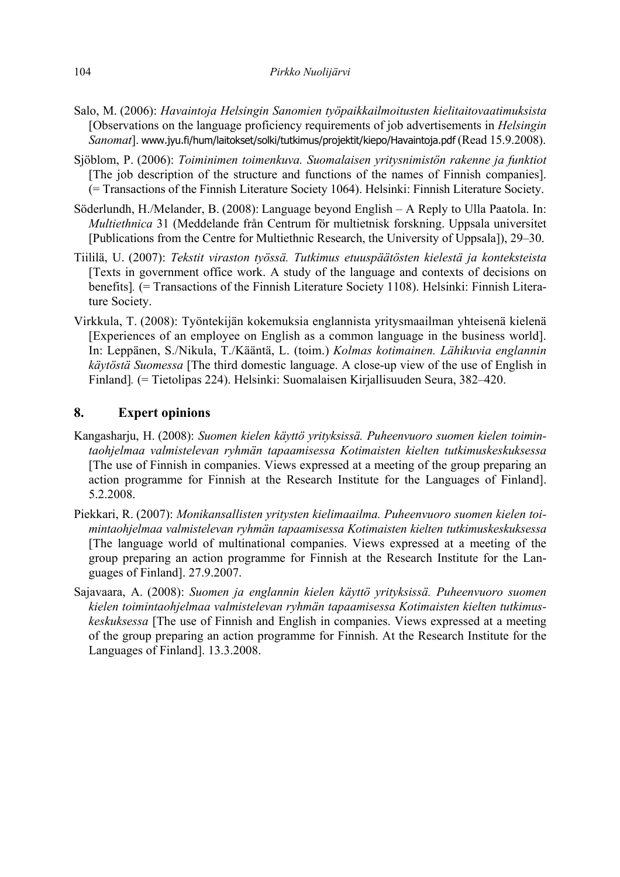Salo, M. (2006): *Havaintoja Helsingin Sanomien työpaikkailmoitusten kielitaitovaatimuksista* [Observations on the language proficiency requirements of job advertisements in *Helsingin Sanomat*]. www.jyu.fi/hum/laitokset/solki/tutkimus/projektit/kiepo/Havaintoja.pdf (Read 15.9.2008).

Sjöblom, P. (2006): *Toiminimen toimenkuva. Suomalaisen yritysnimistön rakenne ja funktiot* [The job description of the structure and functions of the names of Finnish companies]. (= Transactions of the Finnish Literature Society 1064). Helsinki: Finnish Literature Society.

Söderlundh, H./Melander, B. (2008): Language beyond English – A Reply to Ulla Paatola. In: *Multiethnica* 31 (Meddelande från Centrum för multietnisk forskning. Uppsala universitet [Publications from the Centre for Multiethnic Research, the University of Uppsala]), 29–30.

Tiililä, U. (2007): *Tekstit viraston työssä. Tutkimus etuuspäätösten kielestä ja konteksteista* [Texts in government office work. A study of the language and contexts of decisions on benefits]. (= Transactions of the Finnish Literature Society 1108). Helsinki: Finnish Literature Society.

Virkkula, T. (2008): Työntekijän kokemuksia englannista yritysmaailman yhteisenä kielenä [Experiences of an employee on English as a common language in the business world]. In: Leppänen, S./Nikula, T./Kääntä, L. (toim.) *Kolmas kotimainen. Lähikuvia englannin käytöstä Suomessa* [The third domestic language. A close-up view of the use of English in Finland]. (= Tietolipas 224). Helsinki: Suomalaisen Kirjallisuuden Seura, 382–420.

## 8. Expert opinions

Kangasharju, H. (2008): *Suomen kielen käyttö yrityksissä. Puheenvuoro suomen kielen toimintaohjelmaa valmistelevan ryhmän tapaamisessa Kotimaisten kielten tutkimuskeskuksessa* [The use of Finnish in companies. Views expressed at a meeting of the group preparing an action programme for Finnish at the Research Institute for the Languages of Finland]. 5.2.2008.

Piekkari, R. (2007): *Monikansallisten yritysten kielimaailma. Puheenvuoro suomen kielen toimintaohjelmaa valmistelevan ryhmän tapaamisessa Kotimaisten kielten tutkimuskeskuksessa* [The language world of multinational companies. Views expressed at a meeting of the group preparing an action programme for Finnish at the Research Institute for the Languages of Finland]. 27.9.2007.

Sajavaara, A. (2008): *Suomen ja englannin kielen käyttö yrityksissä. Puheenvuoro suomen kielen toimintaohjelmaa valmistelevan ryhmän tapaamisessa Kotimaisten kielten tutkimuskeskuksessa* [The use of Finnish and English in companies. Views expressed at a meeting of the group preparing an action programme for Finnish. At the Research Institute for the Languages of Finland]. 13.3.2008.